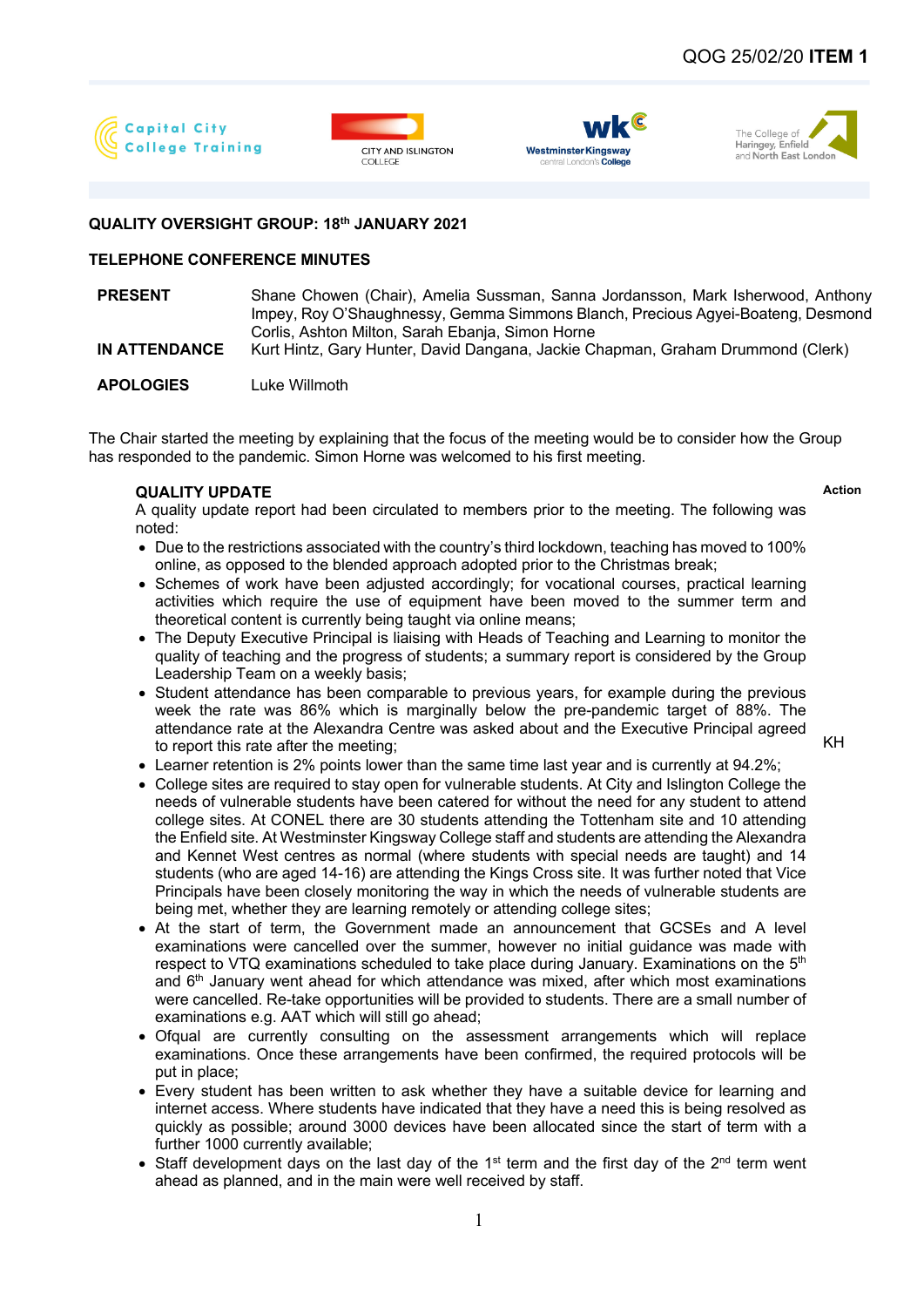QOG 25/02/20 **ITEM 1**

Capital City College Training | CITY AND ISLINGTON COLLEGE | Westminster Kingsway central London's College | The College of Haringey, Enfield and North East London

**QUALITY OVERSIGHT GROUP: 18th JANUARY 2021**

**TELEPHONE CONFERENCE MINUTES**

| | |
|---|---|
| **PRESENT** | Shane Chowen (Chair), Amelia Sussman, Sanna Jordansson, Mark Isherwood, Anthony Impey, Roy O'Shaughnessy, Gemma Simmons Blanch, Precious Agyei-Boateng, Desmond Corlis, Ashton Milton, Sarah Ebanja, Simon Horne |
| **IN ATTENDANCE** | Kurt Hintz, Gary Hunter, David Dangana, Jackie Chapman, Graham Drummond (Clerk) |
| **APOLOGIES** | Luke Willmoth |

The Chair started the meeting by explaining that the focus of the meeting would be to consider how the Group has responded to the pandemic. Simon Horne was welcomed to his first meeting.

**QUALITY UPDATE** — **Action**

A quality update report had been circulated to members prior to the meeting. The following was noted:

- Due to the restrictions associated with the country's third lockdown, teaching has moved to 100% online, as opposed to the blended approach adopted prior to the Christmas break;
- Schemes of work have been adjusted accordingly; for vocational courses, practical learning activities which require the use of equipment have been moved to the summer term and theoretical content is currently being taught via online means;
- The Deputy Executive Principal is liaising with Heads of Teaching and Learning to monitor the quality of teaching and the progress of students; a summary report is considered by the Group Leadership Team on a weekly basis;
- Student attendance has been comparable to previous years, for example during the previous week the rate was 86% which is marginally below the pre-pandemic target of 88%. The attendance rate at the Alexandra Centre was asked about and the Executive Principal agreed to report this rate after the meeting; **KH**
- Learner retention is 2% points lower than the same time last year and is currently at 94.2%;
- College sites are required to stay open for vulnerable students. At City and Islington College the needs of vulnerable students have been catered for without the need for any student to attend college sites. At CONEL there are 30 students attending the Tottenham site and 10 attending the Enfield site. At Westminster Kingsway College staff and students are attending the Alexandra and Kennet West centres as normal (where students with special needs are taught) and 14 students (who are aged 14-16) are attending the Kings Cross site. It was further noted that Vice Principals have been closely monitoring the way in which the needs of vulnerable students are being met, whether they are learning remotely or attending college sites;
- At the start of term, the Government made an announcement that GCSEs and A level examinations were cancelled over the summer, however no initial guidance was made with respect to VTQ examinations scheduled to take place during January. Examinations on the 5th and 6th January went ahead for which attendance was mixed, after which most examinations were cancelled. Re-take opportunities will be provided to students. There are a small number of examinations e.g. AAT which will still go ahead;
- Ofqual are currently consulting on the assessment arrangements which will replace examinations. Once these arrangements have been confirmed, the required protocols will be put in place;
- Every student has been written to ask whether they have a suitable device for learning and internet access. Where students have indicated that they have a need this is being resolved as quickly as possible; around 3000 devices have been allocated since the start of term with a further 1000 currently available;
- Staff development days on the last day of the 1st term and the first day of the 2nd term went ahead as planned, and in the main were well received by staff.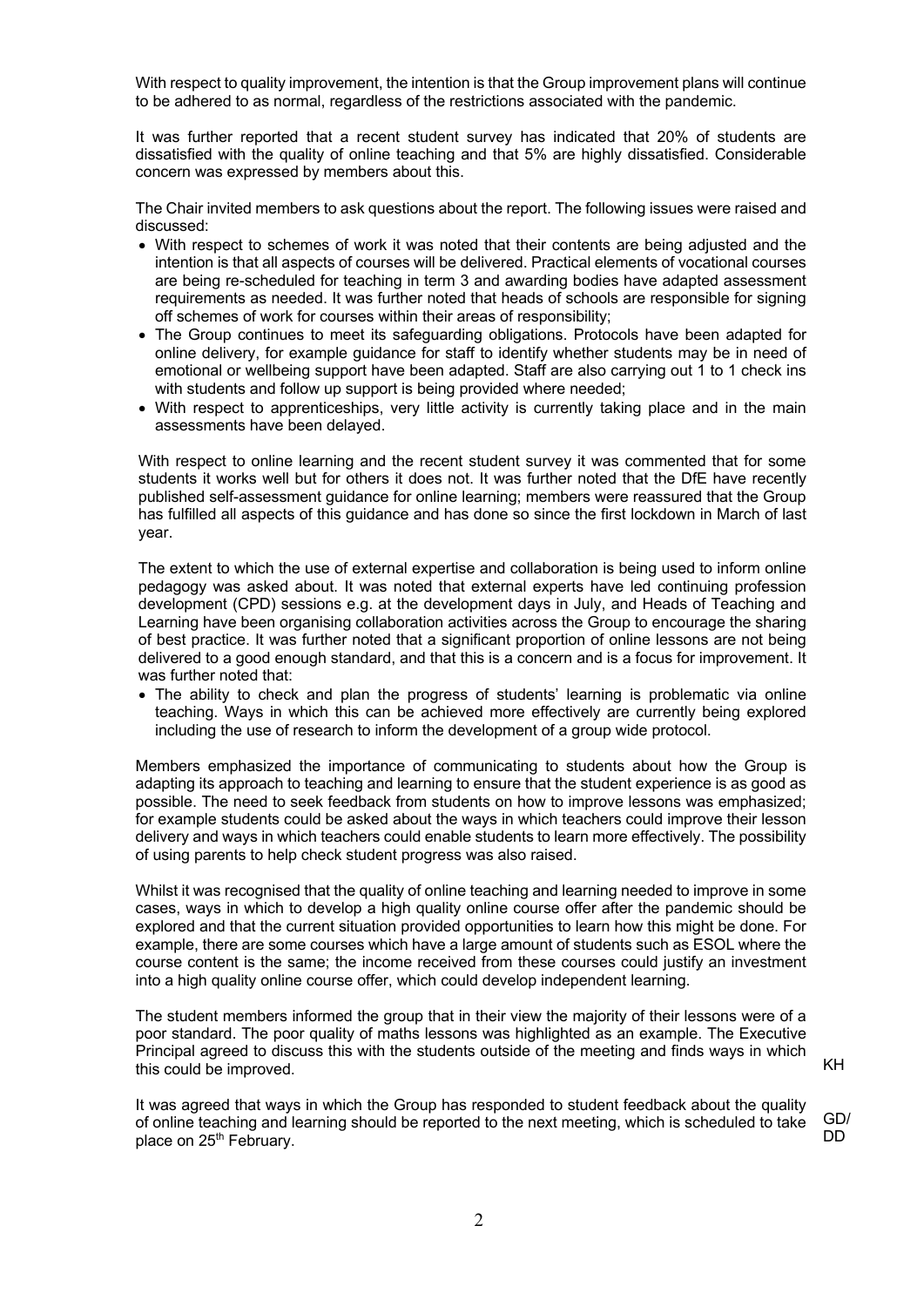With respect to quality improvement, the intention is that the Group improvement plans will continue to be adhered to as normal, regardless of the restrictions associated with the pandemic.

It was further reported that a recent student survey has indicated that 20% of students are dissatisfied with the quality of online teaching and that 5% are highly dissatisfied. Considerable concern was expressed by members about this.

The Chair invited members to ask questions about the report. The following issues were raised and discussed:

- With respect to schemes of work it was noted that their contents are being adjusted and the intention is that all aspects of courses will be delivered. Practical elements of vocational courses are being re-scheduled for teaching in term 3 and awarding bodies have adapted assessment requirements as needed. It was further noted that heads of schools are responsible for signing off schemes of work for courses within their areas of responsibility;
- The Group continues to meet its safeguarding obligations. Protocols have been adapted for online delivery, for example guidance for staff to identify whether students may be in need of emotional or wellbeing support have been adapted. Staff are also carrying out 1 to 1 check ins with students and follow up support is being provided where needed;
- With respect to apprenticeships, very little activity is currently taking place and in the main assessments have been delayed.

With respect to online learning and the recent student survey it was commented that for some students it works well but for others it does not. It was further noted that the DfE have recently published self-assessment guidance for online learning; members were reassured that the Group has fulfilled all aspects of this guidance and has done so since the first lockdown in March of last year.

The extent to which the use of external expertise and collaboration is being used to inform online pedagogy was asked about. It was noted that external experts have led continuing profession development (CPD) sessions e.g. at the development days in July, and Heads of Teaching and Learning have been organising collaboration activities across the Group to encourage the sharing of best practice. It was further noted that a significant proportion of online lessons are not being delivered to a good enough standard, and that this is a concern and is a focus for improvement. It was further noted that:

- The ability to check and plan the progress of students' learning is problematic via online teaching. Ways in which this can be achieved more effectively are currently being explored including the use of research to inform the development of a group wide protocol.

Members emphasized the importance of communicating to students about how the Group is adapting its approach to teaching and learning to ensure that the student experience is as good as possible. The need to seek feedback from students on how to improve lessons was emphasized; for example students could be asked about the ways in which teachers could improve their lesson delivery and ways in which teachers could enable students to learn more effectively. The possibility of using parents to help check student progress was also raised.

Whilst it was recognised that the quality of online teaching and learning needed to improve in some cases, ways in which to develop a high quality online course offer after the pandemic should be explored and that the current situation provided opportunities to learn how this might be done. For example, there are some courses which have a large amount of students such as ESOL where the course content is the same; the income received from these courses could justify an investment into a high quality online course offer, which could develop independent learning.

The student members informed the group that in their view the majority of their lessons were of a poor standard. The poor quality of maths lessons was highlighted as an example. The Executive Principal agreed to discuss this with the students outside of the meeting and finds ways in which this could be improved. **KH**

It was agreed that ways in which the Group has responded to student feedback about the quality of online teaching and learning should be reported to the next meeting, which is scheduled to take place on 25th February. **GD/DD**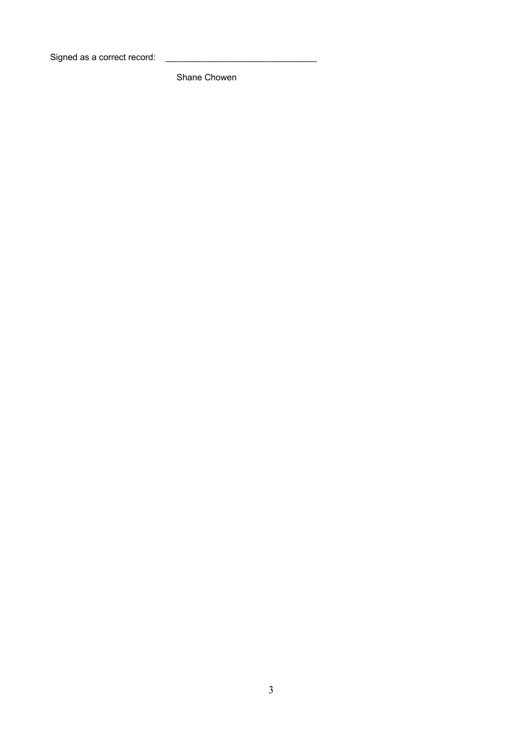Signed as a correct record: _______________________________

Shane Chowen